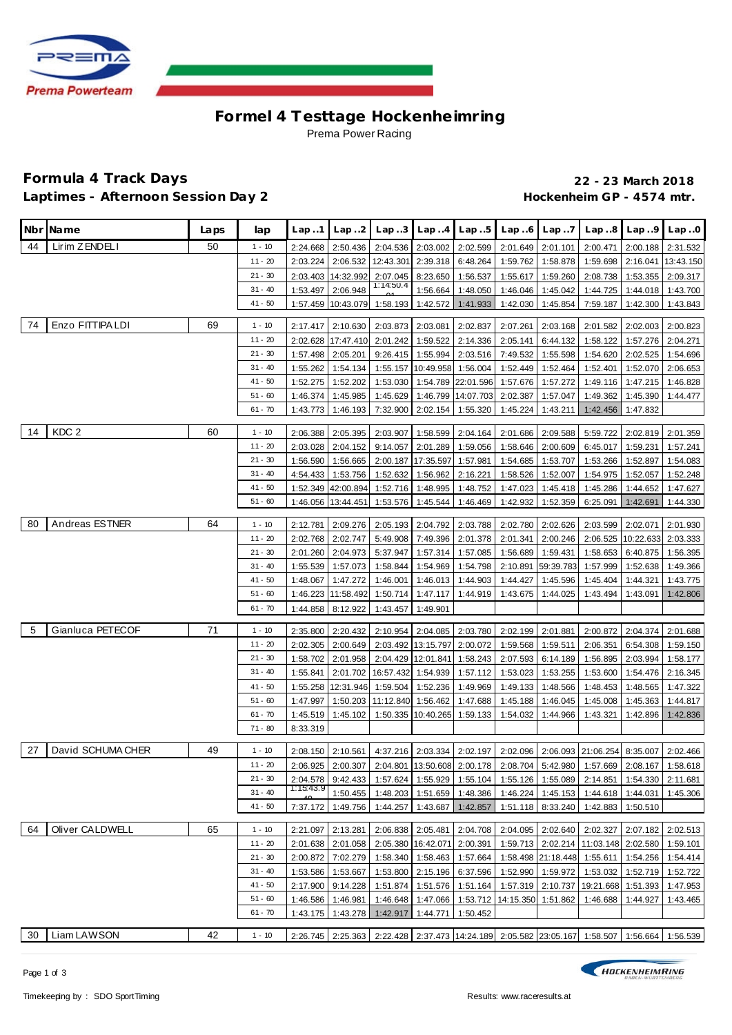# Formel 4 Testtage Hockenheimring

Prema Power Racing

## Formula 4 Track Days

**Laptimes - Afternoon Session Day 2**

**22 - 23 March 2018**

**Hockenheim GP - 4574 mtr.**

| Nbr | Name | Laps | lap | Lap..1 | Lap..2 | Lap..3 | Lap..4 | Lap..5 | Lap..6 | Lap..7 | Lap..8 | Lap..9 | Lap..0 |
|---|---|---|---|---|---|---|---|---|---|---|---|---|---|
| 44 | Lirim ZENDELI | 50 | 1 - 10 | 2:24.668 | 2:50.436 | 2:04.536 | 2:03.002 | 2:02.599 | 2:01.649 | 2:01.101 | 2:00.471 | 2:00.188 | 2:31.532 |
| | | | 11 - 20 | 2:03.224 | 2:06.532 | 12:43.301 | 2:39.318 | 6:48.264 | 1:59.762 | 1:58.878 | 1:59.698 | 2:16.041 | 13:43.150 |
| | | | 21 - 30 | 2:03.403 | 14:32.992 | 2:07.045 | 8:23.650 | 1:56.537 | 1:55.617 | 1:59.260 | 2:08.738 | 1:53.355 | 2:09.317 |
| | | | 31 - 40 | 1:53.497 | 2:06.948 | 1:14:50.401 | 1:56.664 | 1:48.050 | 1:46.046 | 1:45.042 | 1:44.725 | 1:44.018 | 1:43.700 |
| | | | 41 - 50 | 1:57.459 | 10:43.079 | 1:58.193 | 1:42.572 | 1:41.933 | 1:42.030 | 1:45.854 | 7:59.187 | 1:42.300 | 1:43.843 |
| 74 | Enzo FITTIPALDI | 69 | 1 - 10 | 2:17.417 | 2:10.630 | 2:03.873 | 2:03.081 | 2:02.837 | 2:07.261 | 2:03.168 | 2:01.582 | 2:02.003 | 2:00.823 |
| | | | 11 - 20 | 2:02.628 | 17:47.410 | 2:01.242 | 1:59.522 | 2:14.336 | 2:05.141 | 6:44.132 | 1:58.122 | 1:57.276 | 2:04.271 |
| | | | 21 - 30 | 1:57.498 | 2:05.201 | 9:26.415 | 1:55.994 | 2:03.516 | 7:49.532 | 1:55.598 | 1:54.620 | 2:02.525 | 1:54.696 |
| | | | 31 - 40 | 1:55.262 | 1:54.134 | 1:55.157 | 10:49.958 | 1:56.004 | 1:52.449 | 1:52.464 | 1:52.401 | 1:52.070 | 2:06.653 |
| | | | 41 - 50 | 1:52.275 | 1:52.202 | 1:53.030 | 1:54.789 | 22:01.596 | 1:57.676 | 1:57.272 | 1:49.116 | 1:47.215 | 1:46.828 |
| | | | 51 - 60 | 1:46.374 | 1:45.985 | 1:45.629 | 1:46.799 | 14:07.703 | 2:02.387 | 1:57.047 | 1:49.362 | 1:45.390 | 1:44.477 |
| | | | 61 - 70 | 1:43.773 | 1:46.193 | 7:32.900 | 2:02.154 | 1:55.320 | 1:45.224 | 1:43.211 | 1:42.456 | 1:47.832 | |
| 14 | KDC 2 | 60 | 1 - 10 | 2:06.388 | 2:05.395 | 2:03.907 | 1:58.599 | 2:04.164 | 2:01.686 | 2:09.588 | 5:59.722 | 2:02.819 | 2:01.359 |
| | | | 11 - 20 | 2:03.028 | 2:04.152 | 9:14.057 | 2:01.289 | 1:59.056 | 1:58.646 | 2:00.609 | 6:45.017 | 1:59.231 | 1:57.241 |
| | | | 21 - 30 | 1:56.590 | 1:56.665 | 2:00.187 | 17:35.597 | 1:57.981 | 1:54.685 | 1:53.707 | 1:53.266 | 1:52.897 | 1:54.083 |
| | | | 31 - 40 | 4:54.433 | 1:53.756 | 1:52.632 | 1:56.962 | 2:16.221 | 1:58.526 | 1:52.007 | 1:54.975 | 1:52.057 | 1:52.248 |
| | | | 41 - 50 | 1:52.349 | 42:00.894 | 1:52.716 | 1:48.995 | 1:48.752 | 1:47.023 | 1:45.418 | 1:45.286 | 1:44.652 | 1:47.627 |
| | | | 51 - 60 | 1:46.056 | 13:44.451 | 1:53.576 | 1:45.544 | 1:46.469 | 1:42.932 | 1:52.359 | 6:25.091 | 1:42.691 | 1:44.330 |
| 80 | Andreas ESTNER | 64 | 1 - 10 | 2:12.781 | 2:09.276 | 2:05.193 | 2:04.792 | 2:03.788 | 2:02.780 | 2:02.626 | 2:03.599 | 2:02.071 | 2:01.930 |
| | | | 11 - 20 | 2:02.768 | 2:02.747 | 5:49.908 | 7:49.396 | 2:01.378 | 2:01.341 | 2:00.246 | 2:06.525 | 10:22.633 | 2:03.333 |
| | | | 21 - 30 | 2:01.260 | 2:04.973 | 5:37.947 | 1:57.314 | 1:57.085 | 1:56.689 | 1:59.431 | 1:58.653 | 6:40.875 | 1:56.395 |
| | | | 31 - 40 | 1:55.539 | 1:57.073 | 1:58.844 | 1:54.969 | 1:54.798 | 2:10.891 | 59:39.783 | 1:57.999 | 1:52.638 | 1:49.366 |
| | | | 41 - 50 | 1:48.067 | 1:47.272 | 1:46.001 | 1:46.013 | 1:44.903 | 1:44.427 | 1:45.596 | 1:45.404 | 1:44.321 | 1:43.775 |
| | | | 51 - 60 | 1:46.223 | 11:58.492 | 1:50.714 | 1:47.117 | 1:44.919 | 1:43.675 | 1:44.025 | 1:43.494 | 1:43.091 | 1:42.806 |
| | | | 61 - 70 | 1:44.858 | 8:12.922 | 1:43.457 | 1:49.901 | | | | | | |
| 5 | Gianluca PETECOF | 71 | 1 - 10 | 2:35.800 | 2:20.432 | 2:10.954 | 2:04.085 | 2:03.780 | 2:02.199 | 2:01.881 | 2:00.872 | 2:04.374 | 2:01.688 |
| | | | 11 - 20 | 2:02.305 | 2:00.649 | 2:03.492 | 13:15.797 | 2:00.072 | 1:59.568 | 1:59.511 | 2:06.351 | 6:54.308 | 1:59.150 |
| | | | 21 - 30 | 1:58.702 | 2:01.958 | 2:04.429 | 12:01.841 | 1:58.243 | 2:07.593 | 6:14.189 | 1:56.895 | 2:03.994 | 1:58.177 |
| | | | 31 - 40 | 1:55.841 | 2:01.702 | 16:57.432 | 1:54.939 | 1:57.112 | 1:53.023 | 1:53.255 | 1:53.600 | 1:54.476 | 2:16.345 |
| | | | 41 - 50 | 1:55.258 | 12:31.946 | 1:59.504 | 1:52.236 | 1:49.969 | 1:49.133 | 1:48.566 | 1:48.453 | 1:48.565 | 1:47.322 |
| | | | 51 - 60 | 1:47.997 | 1:50.203 | 11:12.840 | 1:56.462 | 1:47.688 | 1:45.188 | 1:46.045 | 1:45.008 | 1:45.363 | 1:44.817 |
| | | | 61 - 70 | 1:45.519 | 1:45.102 | 1:50.335 | 10:40.265 | 1:59.133 | 1:54.032 | 1:44.966 | 1:43.321 | 1:42.896 | 1:42.836 |
| | | | 71 - 80 | 8:33.319 | | | | | | | | | |
| 27 | David SCHUMACHER | 49 | 1 - 10 | 2:08.150 | 2:10.561 | 4:37.216 | 2:03.334 | 2:02.197 | 2:02.096 | 2:06.093 | 21:06.254 | 8:35.007 | 2:02.466 |
| | | | 11 - 20 | 2:06.925 | 2:00.307 | 2:04.801 | 13:50.608 | 2:00.178 | 2:08.704 | 5:42.980 | 1:57.669 | 2:08.167 | 1:58.618 |
| | | | 21 - 30 | 2:04.578 | 9:42.433 | 1:57.624 | 1:55.929 | 1:55.104 | 1:55.126 | 1:55.089 | 2:14.851 | 1:54.330 | 2:11.681 |
| | | | 31 - 40 | 1:15:43.940 | 1:50.455 | 1:48.203 | 1:51.659 | 1:48.386 | 1:46.224 | 1:45.153 | 1:44.618 | 1:44.031 | 1:45.306 |
| | | | 41 - 50 | 7:37.172 | 1:49.756 | 1:44.257 | 1:43.687 | 1:42.857 | 1:51.118 | 8:33.240 | 1:42.883 | 1:50.510 | |
| 64 | Oliver CALDWELL | 65 | 1 - 10 | 2:21.097 | 2:13.281 | 2:06.838 | 2:05.481 | 2:04.708 | 2:04.095 | 2:02.640 | 2:02.327 | 2:07.182 | 2:02.513 |
| | | | 11 - 20 | 2:01.638 | 2:01.058 | 2:05.380 | 16:42.071 | 2:00.391 | 1:59.713 | 2:02.214 | 11:03.148 | 2:02.580 | 1:59.101 |
| | | | 21 - 30 | 2:00.872 | 7:02.279 | 1:58.340 | 1:58.463 | 1:57.664 | 1:58.498 | 21:18.448 | 1:55.611 | 1:54.256 | 1:54.414 |
| | | | 31 - 40 | 1:53.586 | 1:53.667 | 1:53.800 | 2:15.196 | 6:37.596 | 1:52.990 | 1:59.972 | 1:53.032 | 1:52.719 | 1:52.722 |
| | | | 41 - 50 | 2:17.900 | 9:14.228 | 1:51.874 | 1:51.576 | 1:51.164 | 1:57.319 | 2:10.737 | 19:21.668 | 1:51.393 | 1:47.953 |
| | | | 51 - 60 | 1:46.586 | 1:46.981 | 1:46.648 | 1:47.066 | 1:53.712 | 14:15.350 | 1:51.862 | 1:46.688 | 1:44.927 | 1:43.465 |
| | | | 61 - 70 | 1:43.175 | 1:43.278 | 1:42.917 | 1:44.771 | 1:50.452 | | | | | |
| 30 | Liam LAWSON | 42 | 1 - 10 | 2:26.745 | 2:25.363 | 2:22.428 | 2:37.473 | 14:24.189 | 2:05.582 | 23:05.167 | 1:58.507 | 1:56.664 | 1:56.539 |

Timekeeping by : SDO SportTiming

Results: www.raceresults.at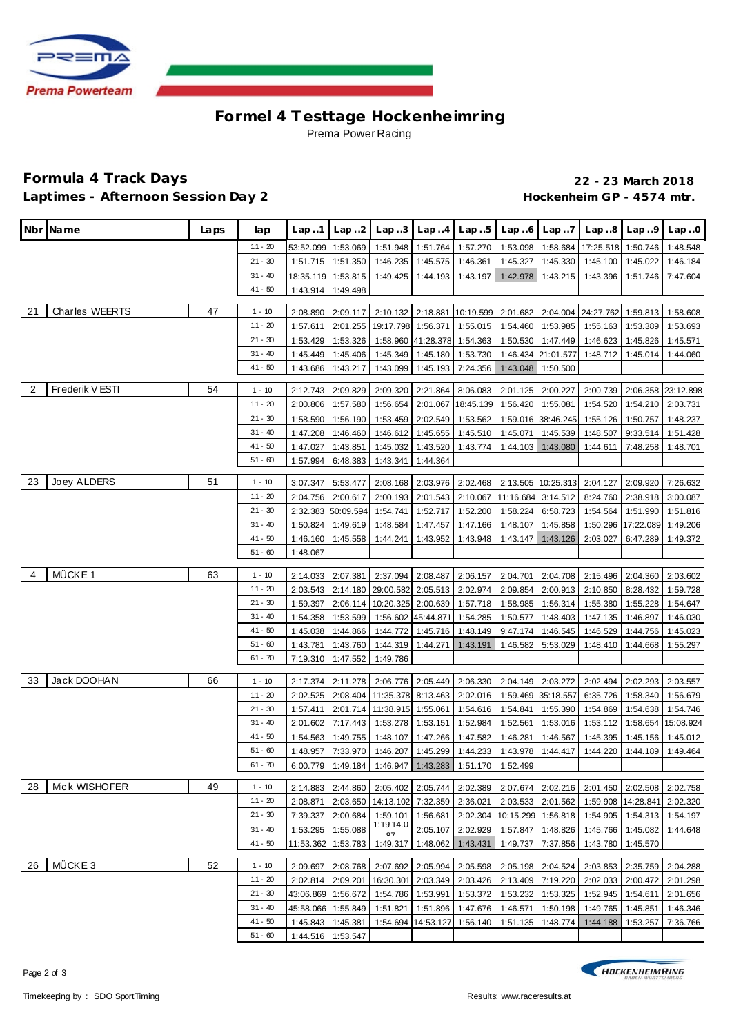# Formel 4 Testtage Hockenheimring

Prema Power Racing

## Formula 4 Track Days

**Laptimes - Afternoon Session Day 2**

**22 - 23 March 2018**

**Hockenheim GP - 4574 mtr.**

| Nbr | Name | Laps | lap | Lap ..1 | Lap ..2 | Lap ..3 | Lap ..4 | Lap ..5 | Lap ..6 | Lap ..7 | Lap ..8 | Lap ..9 | Lap ..0 |
|---|---|---|---|---|---|---|---|---|---|---|---|---|---|
| | | | 11 - 20 | 53:52.099 | 1:53.069 | 1:51.948 | 1:51.764 | 1:57.270 | 1:53.098 | 1:58.684 | 17:25.518 | 1:50.746 | 1:48.548 |
| | | | 21 - 30 | 1:51.715 | 1:51.350 | 1:46.235 | 1:45.575 | 1:46.361 | 1:45.327 | 1:45.330 | 1:45.100 | 1:45.022 | 1:46.184 |
| | | | 31 - 40 | 18:35.119 | 1:53.815 | 1:49.425 | 1:44.193 | 1:43.197 | 1:42.978 | 1:43.215 | 1:43.396 | 1:51.746 | 7:47.604 |
| | | | 41 - 50 | 1:43.914 | 1:49.498 | | | | | | | | |
| 21 | Charles WEERTS | 47 | 1 - 10 | 2:08.890 | 2:09.117 | 2:10.132 | 2:18.881 | 10:19.599 | 2:01.682 | 2:04.004 | 24:27.762 | 1:59.813 | 1:58.608 |
| | | | 11 - 20 | 1:57.611 | 2:01.255 | 19:17.798 | 1:56.371 | 1:55.015 | 1:54.460 | 1:53.985 | 1:55.163 | 1:53.389 | 1:53.693 |
| | | | 21 - 30 | 1:53.429 | 1:53.326 | 1:58.960 | 41:28.378 | 1:54.363 | 1:50.530 | 1:47.449 | 1:46.623 | 1:45.826 | 1:45.571 |
| | | | 31 - 40 | 1:45.449 | 1:45.406 | 1:45.349 | 1:45.180 | 1:53.730 | 1:46.434 | 21:01.577 | 1:48.712 | 1:45.014 | 1:44.060 |
| | | | 41 - 50 | 1:43.686 | 1:43.217 | 1:43.099 | 1:45.193 | 7:24.356 | 1:43.048 | 1:50.500 | | | |
| 2 | Frederik VESTI | 54 | 1 - 10 | 2:12.743 | 2:09.829 | 2:09.320 | 2:21.864 | 8:06.083 | 2:01.125 | 2:00.227 | 2:00.739 | 2:06.358 | 23:12.898 |
| | | | 11 - 20 | 2:00.806 | 1:57.580 | 1:56.654 | 2:01.067 | 18:45.139 | 1:56.420 | 1:55.081 | 1:54.520 | 1:54.210 | 2:03.731 |
| | | | 21 - 30 | 1:58.590 | 1:56.190 | 1:53.459 | 2:02.549 | 1:53.562 | 1:59.016 | 38:46.245 | 1:55.126 | 1:50.757 | 1:48.237 |
| | | | 31 - 40 | 1:47.208 | 1:46.460 | 1:46.612 | 1:45.655 | 1:45.510 | 1:45.071 | 1:45.539 | 1:48.507 | 9:33.514 | 1:51.428 |
| | | | 41 - 50 | 1:47.027 | 1:43.851 | 1:45.032 | 1:43.520 | 1:43.774 | 1:44.103 | 1:43.080 | 1:44.611 | 7:48.258 | 1:48.701 |
| | | | 51 - 60 | 1:57.994 | 6:48.383 | 1:43.341 | 1:44.364 | | | | | | |
| 23 | Joey ALDERS | 51 | 1 - 10 | 3:07.347 | 5:53.477 | 2:08.168 | 2:03.976 | 2:02.468 | 2:13.505 | 10:25.313 | 2:04.127 | 2:09.920 | 7:26.632 |
| | | | 11 - 20 | 2:04.756 | 2:00.617 | 2:00.193 | 2:01.543 | 2:10.067 | 11:16.684 | 3:14.512 | 8:24.760 | 2:38.918 | 3:00.087 |
| | | | 21 - 30 | 2:32.383 | 50:09.594 | 1:54.741 | 1:52.717 | 1:52.200 | 1:58.224 | 6:58.723 | 1:54.564 | 1:51.990 | 1:51.816 |
| | | | 31 - 40 | 1:50.824 | 1:49.619 | 1:48.584 | 1:47.457 | 1:47.166 | 1:48.107 | 1:45.858 | 1:50.296 | 17:22.089 | 1:49.206 |
| | | | 41 - 50 | 1:46.160 | 1:45.558 | 1:44.241 | 1:43.952 | 1:43.948 | 1:43.147 | 1:43.126 | 2:03.027 | 6:47.289 | 1:49.372 |
| | | | 51 - 60 | 1:48.067 | | | | | | | | | |
| 4 | MÜCKE 1 | 63 | 1 - 10 | 2:14.033 | 2:07.381 | 2:37.094 | 2:08.487 | 2:06.157 | 2:04.701 | 2:04.708 | 2:15.496 | 2:04.360 | 2:03.602 |
| | | | 11 - 20 | 2:03.543 | 2:14.180 | 29:00.582 | 2:05.513 | 2:02.974 | 2:09.854 | 2:00.913 | 2:10.850 | 8:28.432 | 1:59.728 |
| | | | 21 - 30 | 1:59.397 | 2:06.114 | 10:20.325 | 2:00.639 | 1:57.718 | 1:58.985 | 1:56.314 | 1:55.380 | 1:55.228 | 1:54.647 |
| | | | 31 - 40 | 1:54.358 | 1:53.599 | 1:56.602 | 45:44.871 | 1:54.285 | 1:50.577 | 1:48.403 | 1:47.135 | 1:46.897 | 1:46.030 |
| | | | 41 - 50 | 1:45.038 | 1:44.866 | 1:44.772 | 1:45.716 | 1:48.149 | 9:47.174 | 1:46.545 | 1:46.529 | 1:44.756 | 1:45.023 |
| | | | 51 - 60 | 1:43.781 | 1:43.760 | 1:44.319 | 1:44.271 | 1:43.191 | 1:46.582 | 5:53.029 | 1:48.410 | 1:44.668 | 1:55.297 |
| | | | 61 - 70 | 7:19.310 | 1:47.552 | 1:49.786 | | | | | | | |
| 33 | Jack DOOHAN | 66 | 1 - 10 | 2:17.374 | 2:11.278 | 2:06.776 | 2:05.449 | 2:06.330 | 2:04.149 | 2:03.272 | 2:02.494 | 2:02.293 | 2:03.557 |
| | | | 11 - 20 | 2:02.525 | 2:08.404 | 11:35.378 | 8:13.463 | 2:02.016 | 1:59.469 | 35:18.557 | 6:35.726 | 1:58.340 | 1:56.679 |
| | | | 21 - 30 | 1:57.411 | 2:01.714 | 11:38.915 | 1:55.061 | 1:54.616 | 1:54.841 | 1:55.390 | 1:54.869 | 1:54.638 | 1:54.746 |
| | | | 31 - 40 | 2:01.602 | 7:17.443 | 1:53.278 | 1:53.151 | 1:52.984 | 1:52.561 | 1:53.016 | 1:53.112 | 1:58.654 | 15:08.924 |
| | | | 41 - 50 | 1:54.563 | 1:49.755 | 1:48.107 | 1:47.266 | 1:47.582 | 1:46.281 | 1:46.567 | 1:45.395 | 1:45.156 | 1:45.012 |
| | | | 51 - 60 | 1:48.957 | 7:33.970 | 1:46.207 | 1:45.299 | 1:44.233 | 1:43.978 | 1:44.417 | 1:44.220 | 1:44.189 | 1:49.464 |
| | | | 61 - 70 | 6:00.779 | 1:49.184 | 1:46.947 | 1:43.283 | 1:51.170 | 1:52.499 | | | | |
| 28 | Mick WISHOFER | 49 | 1 - 10 | 2:14.883 | 2:44.860 | 2:05.402 | 2:05.744 | 2:02.389 | 2:07.674 | 2:02.216 | 2:01.450 | 2:02.508 | 2:02.758 |
| | | | 11 - 20 | 2:08.871 | 2:03.650 | 14:13.102 | 7:32.359 | 2:36.021 | 2:03.533 | 2:01.562 | 1:59.908 | 14:28.841 | 2:02.320 |
| | | | 21 - 30 | 7:39.337 | 2:00.684 | 1:59.101 | 1:56.681 | 2:02.304 | 10:15.299 | 1:56.818 | 1:54.905 | 1:54.313 | 1:54.197 |
| | | | 31 - 40 | 1:53.295 | 1:55.088 | 1:19:14.097 | 2:05.107 | 2:02.929 | 1:57.847 | 1:48.826 | 1:45.766 | 1:45.082 | 1:44.648 |
| | | | 41 - 50 | 11:53.362 | 1:53.783 | 1:49.317 | 1:48.062 | 1:43.431 | 1:49.737 | 7:37.856 | 1:43.780 | 1:45.570 | |
| 26 | MÜCKE 3 | 52 | 1 - 10 | 2:09.697 | 2:08.768 | 2:07.692 | 2:05.994 | 2:05.598 | 2:05.198 | 2:04.524 | 2:03.853 | 2:35.759 | 2:04.288 |
| | | | 11 - 20 | 2:02.814 | 2:09.201 | 16:30.301 | 2:03.349 | 2:03.426 | 2:13.409 | 7:19.220 | 2:02.033 | 2:00.472 | 2:01.298 |
| | | | 21 - 30 | 43:06.869 | 1:56.672 | 1:54.786 | 1:53.991 | 1:53.372 | 1:53.232 | 1:53.325 | 1:52.945 | 1:54.611 | 2:01.656 |
| | | | 31 - 40 | 45:58.066 | 1:55.849 | 1:51.821 | 1:51.896 | 1:47.676 | 1:46.571 | 1:50.198 | 1:49.765 | 1:45.851 | 1:46.346 |
| | | | 41 - 50 | 1:45.843 | 1:45.381 | 1:54.694 | 14:53.127 | 1:56.140 | 1:51.135 | 1:48.774 | 1:44.188 | 1:53.257 | 7:36.766 |
| | | | 51 - 60 | 1:44.516 | 1:53.547 | | | | | | | | |

Timekeeping by : SDO SportTiming

Results: www.raceresults.at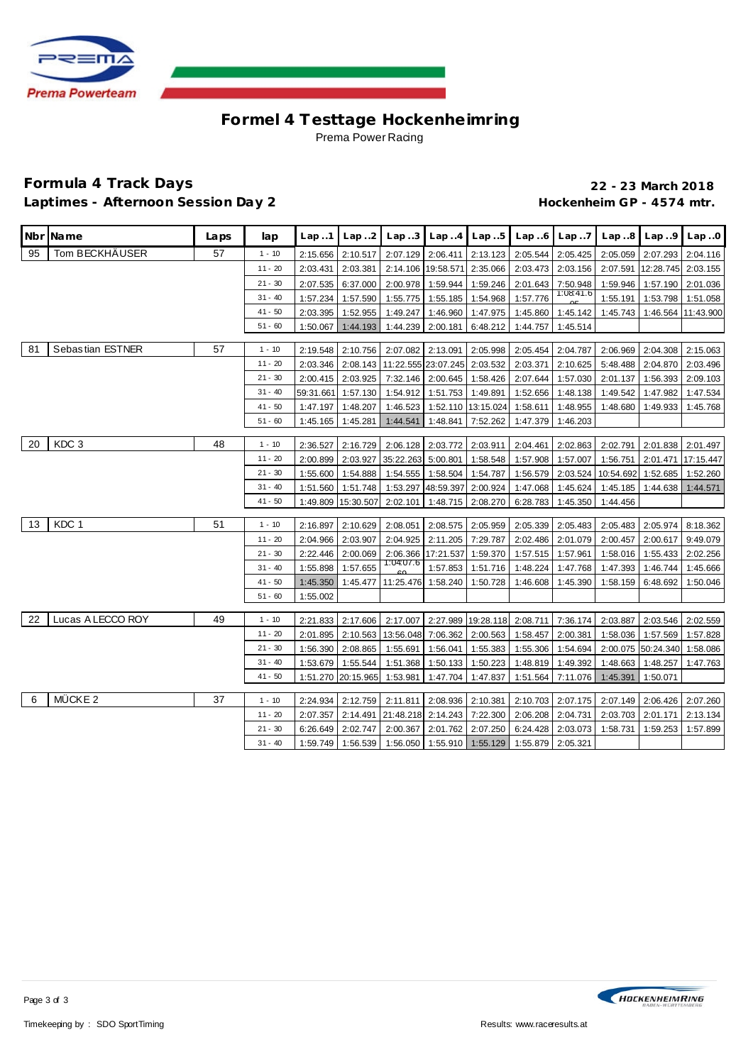Prema Powerteam

# Formel 4 Testtage Hockenheimring

Prema Power Racing

## Formula 4 Track Days

**Laptimes - Afternoon Session Day 2**

**22 - 23 March 2018**

**Hockenheim GP - 4574 mtr.**

| Nbr | Name | Laps | lap | Lap..1 | Lap..2 | Lap..3 | Lap..4 | Lap..5 | Lap..6 | Lap..7 | Lap..8 | Lap..9 | Lap..0 |
|---|---|---|---|---|---|---|---|---|---|---|---|---|---|
| 95 | Tom BECKHÄUSER | 57 | 1 - 10 | 2:15.656 | 2:10.517 | 2:07.129 | 2:06.411 | 2:13.123 | 2:05.544 | 2:05.425 | 2:05.059 | 2:07.293 | 2:04.116 |
| | | | 11 - 20 | 2:03.431 | 2:03.381 | 2:14.106 | 19:58.571 | 2:35.066 | 2:03.473 | 2:03.156 | 2:07.591 | 12:28.745 | 2:03.155 |
| | | | 21 - 30 | 2:07.535 | 6:37.000 | 2:00.978 | 1:59.944 | 1:59.246 | 2:01.643 | 7:50.948 | 1:59.946 | 1:57.190 | 2:01.036 |
| | | | 31 - 40 | 1:57.234 | 1:57.590 | 1:55.775 | 1:55.185 | 1:54.968 | 1:57.776 | 1:08:41.605 | 1:55.191 | 1:53.798 | 1:51.058 |
| | | | 41 - 50 | 2:03.395 | 1:52.955 | 1:49.247 | 1:46.960 | 1:47.975 | 1:45.860 | 1:45.142 | 1:45.743 | 1:46.564 | 11:43.900 |
| | | | 51 - 60 | 1:50.067 | 1:44.193 | 1:44.239 | 2:00.181 | 6:48.212 | 1:44.757 | 1:45.514 | | | |
| 81 | Sebastian ESTNER | 57 | 1 - 10 | 2:19.548 | 2:10.756 | 2:07.082 | 2:13.091 | 2:05.998 | 2:05.454 | 2:04.787 | 2:06.969 | 2:04.308 | 2:15.063 |
| | | | 11 - 20 | 2:03.346 | 2:08.143 | 11:22.555 | 23:07.245 | 2:03.532 | 2:03.371 | 2:10.625 | 5:48.488 | 2:04.870 | 2:03.496 |
| | | | 21 - 30 | 2:00.415 | 2:03.925 | 7:32.146 | 2:00.645 | 1:58.426 | 2:07.644 | 1:57.030 | 2:01.137 | 1:56.393 | 2:09.103 |
| | | | 31 - 40 | 59:31.661 | 1:57.130 | 1:54.912 | 1:51.753 | 1:49.891 | 1:52.656 | 1:48.138 | 1:49.542 | 1:47.982 | 1:47.534 |
| | | | 41 - 50 | 1:47.197 | 1:48.207 | 1:46.523 | 1:52.110 | 13:15.024 | 1:58.611 | 1:48.955 | 1:48.680 | 1:49.933 | 1:45.768 |
| | | | 51 - 60 | 1:45.165 | 1:45.281 | 1:44.541 | 1:48.841 | 7:52.262 | 1:47.379 | 1:46.203 | | | |
| 20 | KDC 3 | 48 | 1 - 10 | 2:36.527 | 2:16.729 | 2:06.128 | 2:03.772 | 2:03.911 | 2:04.461 | 2:02.863 | 2:02.791 | 2:01.838 | 2:01.497 |
| | | | 11 - 20 | 2:00.899 | 2:03.927 | 35:22.263 | 5:00.801 | 1:58.548 | 1:57.908 | 1:57.007 | 1:56.751 | 2:01.471 | 17:15.447 |
| | | | 21 - 30 | 1:55.600 | 1:54.888 | 1:54.555 | 1:58.504 | 1:54.787 | 1:56.579 | 2:03.524 | 10:54.692 | 1:52.685 | 1:52.260 |
| | | | 31 - 40 | 1:51.560 | 1:51.748 | 1:53.297 | 48:59.397 | 2:00.924 | 1:47.068 | 1:45.624 | 1:45.185 | 1:44.638 | 1:44.571 |
| | | | 41 - 50 | 1:49.809 | 15:30.507 | 2:02.101 | 1:48.715 | 2:08.270 | 6:28.783 | 1:45.350 | 1:44.456 | | |
| 13 | KDC 1 | 51 | 1 - 10 | 2:16.897 | 2:10.629 | 2:08.051 | 2:08.575 | 2:05.959 | 2:05.339 | 2:05.483 | 2:05.483 | 2:05.974 | 8:18.362 |
| | | | 11 - 20 | 2:04.966 | 2:03.907 | 2:04.925 | 2:11.205 | 7:29.787 | 2:02.486 | 2:01.079 | 2:00.457 | 2:00.617 | 9:49.079 |
| | | | 21 - 30 | 2:22.446 | 2:00.069 | 2:06.366 | 17:21.537 | 1:59.370 | 1:57.515 | 1:57.961 | 1:58.016 | 1:55.433 | 2:02.256 |
| | | | 31 - 40 | 1:55.898 | 1:57.655 | 1:04:07.660 | 1:57.853 | 1:51.716 | 1:48.224 | 1:47.768 | 1:47.393 | 1:46.744 | 1:45.666 |
| | | | 41 - 50 | 1:45.350 | 1:45.477 | 11:25.476 | 1:58.240 | 1:50.728 | 1:46.608 | 1:45.390 | 1:58.159 | 6:48.692 | 1:50.046 |
| | | | 51 - 60 | 1:55.002 | | | | | | | | | |
| 22 | Lucas ALECCO ROY | 49 | 1 - 10 | 2:21.833 | 2:17.606 | 2:17.007 | 2:27.989 | 19:28.118 | 2:08.711 | 7:36.174 | 2:03.887 | 2:03.546 | 2:02.559 |
| | | | 11 - 20 | 2:01.895 | 2:10.563 | 13:56.048 | 7:06.362 | 2:00.563 | 1:58.457 | 2:00.381 | 1:58.036 | 1:57.569 | 1:57.828 |
| | | | 21 - 30 | 1:56.390 | 2:08.865 | 1:55.691 | 1:56.041 | 1:55.383 | 1:55.306 | 1:54.694 | 2:00.075 | 50:24.340 | 1:58.086 |
| | | | 31 - 40 | 1:53.679 | 1:55.544 | 1:51.368 | 1:50.133 | 1:50.223 | 1:48.819 | 1:49.392 | 1:48.663 | 1:48.257 | 1:47.763 |
| | | | 41 - 50 | 1:51.270 | 20:15.965 | 1:53.981 | 1:47.704 | 1:47.837 | 1:51.564 | 7:11.076 | 1:45.391 | 1:50.071 | |
| 6 | MÜCKE 2 | 37 | 1 - 10 | 2:24.934 | 2:12.759 | 2:11.811 | 2:08.936 | 2:10.381 | 2:10.703 | 2:07.175 | 2:07.149 | 2:06.426 | 2:07.260 |
| | | | 11 - 20 | 2:07.357 | 2:14.491 | 21:48.218 | 2:14.243 | 7:22.300 | 2:06.208 | 2:04.731 | 2:03.703 | 2:01.171 | 2:13.134 |
| | | | 21 - 30 | 6:26.649 | 2:02.747 | 2:00.367 | 2:01.762 | 2:07.250 | 6:24.428 | 2:03.073 | 1:58.731 | 1:59.253 | 1:57.899 |
| | | | 31 - 40 | 1:59.749 | 1:56.539 | 1:56.050 | 1:55.910 | 1:55.129 | 1:55.879 | 2:05.321 | | | |

Timekeeping by : SDO SportTiming

Results: www.raceresults.at